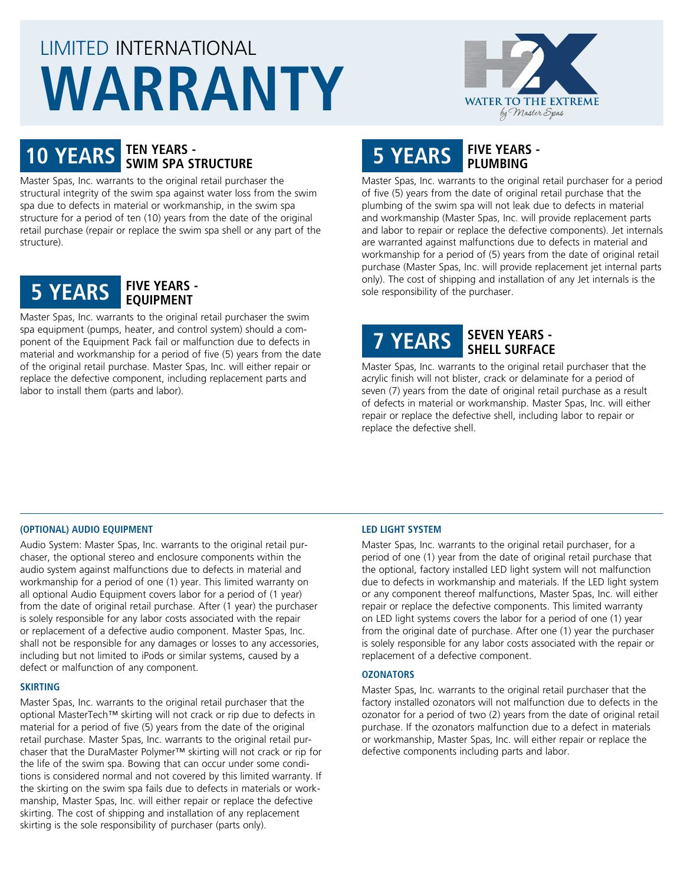# LIMITED INTERNATIONAL WARRANTY

WATER TO THE EXTREME *by Master Spas*

## 10 YEARS — TEN YEARS - SWIM SPA STRUCTURE

Master Spas, Inc. warrants to the original retail purchaser the structural integrity of the swim spa against water loss from the swim spa due to defects in material or workmanship, in the swim spa structure for a period of ten (10) years from the date of the original retail purchase (repair or replace the swim spa shell or any part of the structure).

## 5 YEARS — FIVE YEARS - EQUIPMENT

Master Spas, Inc. warrants to the original retail purchaser the swim spa equipment (pumps, heater, and control system) should a component of the Equipment Pack fail or malfunction due to defects in material and workmanship for a period of five (5) years from the date of the original retail purchase. Master Spas, Inc. will either repair or replace the defective component, including replacement parts and labor to install them (parts and labor).

## 5 YEARS — FIVE YEARS - PLUMBING

Master Spas, Inc. warrants to the original retail purchaser for a period of five (5) years from the date of original retail purchase that the plumbing of the swim spa will not leak due to defects in material and workmanship (Master Spas, Inc. will provide replacement parts and labor to repair or replace the defective components). Jet internals are warranted against malfunctions due to defects in material and workmanship for a period of (5) years from the date of original retail purchase (Master Spas, Inc. will provide replacement jet internal parts only). The cost of shipping and installation of any Jet internals is the sole responsibility of the purchaser.

## 7 YEARS — SEVEN YEARS - SHELL SURFACE

Master Spas, Inc. warrants to the original retail purchaser that the acrylic finish will not blister, crack or delaminate for a period of seven (7) years from the date of original retail purchase as a result of defects in material or workmanship. Master Spas, Inc. will either repair or replace the defective shell, including labor to repair or replace the defective shell.

---

### (OPTIONAL) AUDIO EQUIPMENT

Audio System: Master Spas, Inc. warrants to the original retail purchaser, the optional stereo and enclosure components within the audio system against malfunctions due to defects in material and workmanship for a period of one (1) year. This limited warranty on all optional Audio Equipment covers labor for a period of (1 year) from the date of original retail purchase. After (1 year) the purchaser is solely responsible for any labor costs associated with the repair or replacement of a defective audio component. Master Spas, Inc. shall not be responsible for any damages or losses to any accessories, including but not limited to iPods or similar systems, caused by a defect or malfunction of any component.

### SKIRTING

Master Spas, Inc. warrants to the original retail purchaser that the optional MasterTech™ skirting will not crack or rip due to defects in material for a period of five (5) years from the date of the original retail purchase. Master Spas, Inc. warrants to the original retail purchaser that the DuraMaster Polymer™ skirting will not crack or rip for the life of the swim spa. Bowing that can occur under some conditions is considered normal and not covered by this limited warranty. If the skirting on the swim spa fails due to defects in materials or workmanship, Master Spas, Inc. will either repair or replace the defective skirting. The cost of shipping and installation of any replacement skirting is the sole responsibility of purchaser (parts only).

### LED LIGHT SYSTEM

Master Spas, Inc. warrants to the original retail purchaser, for a period of one (1) year from the date of original retail purchase that the optional, factory installed LED light system will not malfunction due to defects in workmanship and materials. If the LED light system or any component thereof malfunctions, Master Spas, Inc. will either repair or replace the defective components. This limited warranty on LED light systems covers the labor for a period of one (1) year from the original date of purchase. After one (1) year the purchaser is solely responsible for any labor costs associated with the repair or replacement of a defective component.

### OZONATORS

Master Spas, Inc. warrants to the original retail purchaser that the factory installed ozonators will not malfunction due to defects in the ozonator for a period of two (2) years from the date of original retail purchase. If the ozonators malfunction due to a defect in materials or workmanship, Master Spas, Inc. will either repair or replace the defective components including parts and labor.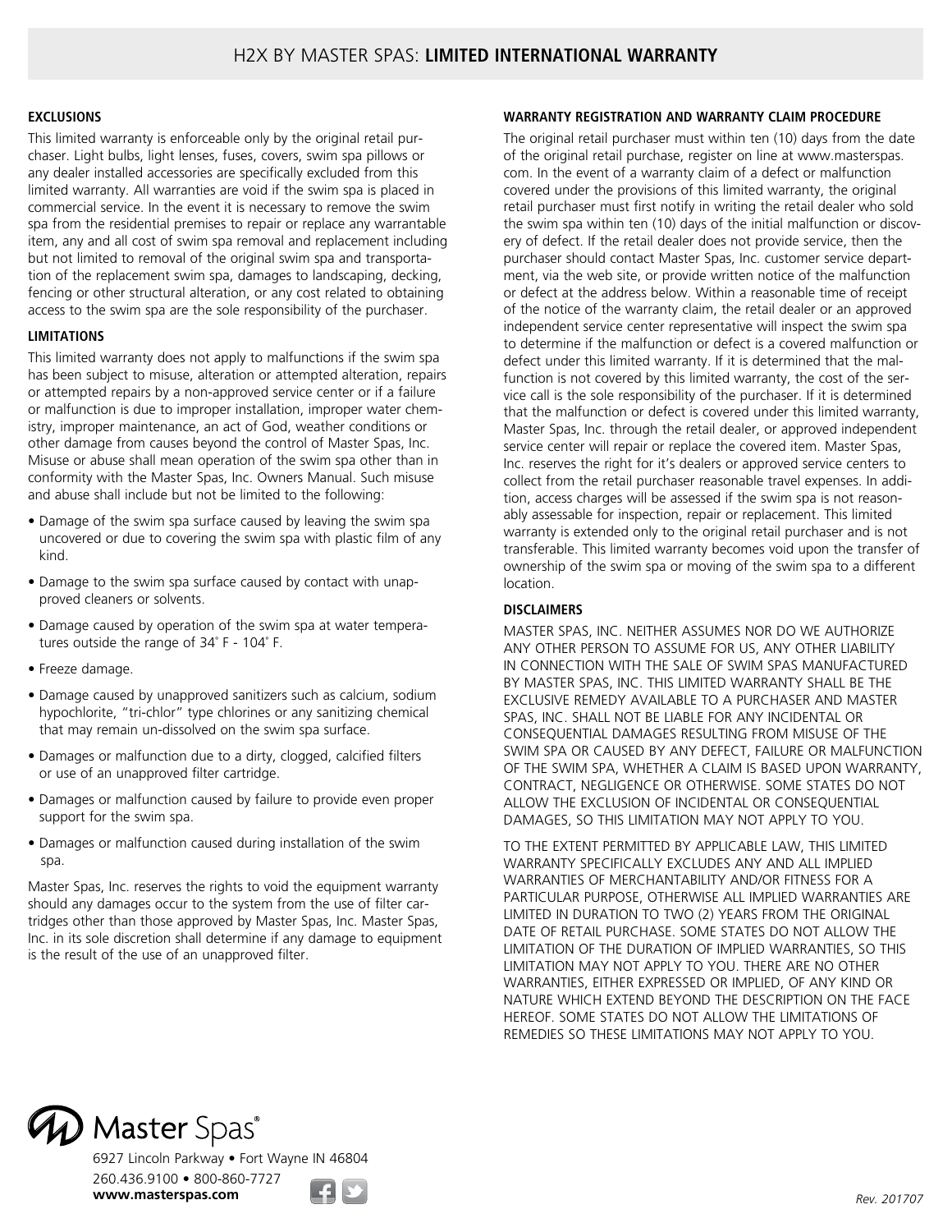# H2X BY MASTER SPAS: LIMITED INTERNATIONAL WARRANTY

## EXCLUSIONS

This limited warranty is enforceable only by the original retail purchaser. Light bulbs, light lenses, fuses, covers, swim spa pillows or any dealer installed accessories are specifically excluded from this limited warranty. All warranties are void if the swim spa is placed in commercial service. In the event it is necessary to remove the swim spa from the residential premises to repair or replace any warrantable item, any and all cost of swim spa removal and replacement including but not limited to removal of the original swim spa and transportation of the replacement swim spa, damages to landscaping, decking, fencing or other structural alteration, or any cost related to obtaining access to the swim spa are the sole responsibility of the purchaser.

## LIMITATIONS

This limited warranty does not apply to malfunctions if the swim spa has been subject to misuse, alteration or attempted alteration, repairs or attempted repairs by a non-approved service center or if a failure or malfunction is due to improper installation, improper water chemistry, improper maintenance, an act of God, weather conditions or other damage from causes beyond the control of Master Spas, Inc. Misuse or abuse shall mean operation of the swim spa other than in conformity with the Master Spas, Inc. Owners Manual. Such misuse and abuse shall include but not be limited to the following:

- Damage of the swim spa surface caused by leaving the swim spa uncovered or due to covering the swim spa with plastic film of any kind.
- Damage to the swim spa surface caused by contact with unapproved cleaners or solvents.
- Damage caused by operation of the swim spa at water temperatures outside the range of 34° F - 104° F.
- Freeze damage.
- Damage caused by unapproved sanitizers such as calcium, sodium hypochlorite, “tri-chlor” type chlorines or any sanitizing chemical that may remain un-dissolved on the swim spa surface.
- Damages or malfunction due to a dirty, clogged, calcified filters or use of an unapproved filter cartridge.
- Damages or malfunction caused by failure to provide even proper support for the swim spa.
- Damages or malfunction caused during installation of the swim spa.

Master Spas, Inc. reserves the rights to void the equipment warranty should any damages occur to the system from the use of filter cartridges other than those approved by Master Spas, Inc. Master Spas, Inc. in its sole discretion shall determine if any damage to equipment is the result of the use of an unapproved filter.

## WARRANTY REGISTRATION AND WARRANTY CLAIM PROCEDURE

The original retail purchaser must within ten (10) days from the date of the original retail purchase, register on line at www.masterspas.com. In the event of a warranty claim of a defect or malfunction covered under the provisions of this limited warranty, the original retail purchaser must first notify in writing the retail dealer who sold the swim spa within ten (10) days of the initial malfunction or discovery of defect. If the retail dealer does not provide service, then the purchaser should contact Master Spas, Inc. customer service department, via the web site, or provide written notice of the malfunction or defect at the address below. Within a reasonable time of receipt of the notice of the warranty claim, the retail dealer or an approved independent service center representative will inspect the swim spa to determine if the malfunction or defect is a covered malfunction or defect under this limited warranty. If it is determined that the malfunction is not covered by this limited warranty, the cost of the service call is the sole responsibility of the purchaser. If it is determined that the malfunction or defect is covered under this limited warranty, Master Spas, Inc. through the retail dealer, or approved independent service center will repair or replace the covered item. Master Spas, Inc. reserves the right for it's dealers or approved service centers to collect from the retail purchaser reasonable travel expenses. In addition, access charges will be assessed if the swim spa is not reasonably assessable for inspection, repair or replacement. This limited warranty is extended only to the original retail purchaser and is not transferable. This limited warranty becomes void upon the transfer of ownership of the swim spa or moving of the swim spa to a different location.

## DISCLAIMERS

MASTER SPAS, INC. NEITHER ASSUMES NOR DO WE AUTHORIZE ANY OTHER PERSON TO ASSUME FOR US, ANY OTHER LIABILITY IN CONNECTION WITH THE SALE OF SWIM SPAS MANUFACTURED BY MASTER SPAS, INC. THIS LIMITED WARRANTY SHALL BE THE EXCLUSIVE REMEDY AVAILABLE TO A PURCHASER AND MASTER SPAS, INC. SHALL NOT BE LIABLE FOR ANY INCIDENTAL OR CONSEQUENTIAL DAMAGES RESULTING FROM MISUSE OF THE SWIM SPA OR CAUSED BY ANY DEFECT, FAILURE OR MALFUNCTION OF THE SWIM SPA, WHETHER A CLAIM IS BASED UPON WARRANTY, CONTRACT, NEGLIGENCE OR OTHERWISE. SOME STATES DO NOT ALLOW THE EXCLUSION OF INCIDENTAL OR CONSEQUENTIAL DAMAGES, SO THIS LIMITATION MAY NOT APPLY TO YOU.

TO THE EXTENT PERMITTED BY APPLICABLE LAW, THIS LIMITED WARRANTY SPECIFICALLY EXCLUDES ANY AND ALL IMPLIED WARRANTIES OF MERCHANTABILITY AND/OR FITNESS FOR A PARTICULAR PURPOSE, OTHERWISE ALL IMPLIED WARRANTIES ARE LIMITED IN DURATION TO TWO (2) YEARS FROM THE ORIGINAL DATE OF RETAIL PURCHASE. SOME STATES DO NOT ALLOW THE LIMITATION OF THE DURATION OF IMPLIED WARRANTIES, SO THIS LIMITATION MAY NOT APPLY TO YOU. THERE ARE NO OTHER WARRANTIES, EITHER EXPRESSED OR IMPLIED, OF ANY KIND OR NATURE WHICH EXTEND BEYOND THE DESCRIPTION ON THE FACE HEREOF. SOME STATES DO NOT ALLOW THE LIMITATIONS OF REMEDIES SO THESE LIMITATIONS MAY NOT APPLY TO YOU.

Master Spas®

6927 Lincoln Parkway • Fort Wayne IN 46804

260.436.9100 • 800-860-7727

**www.masterspas.com**

Rev. 201707